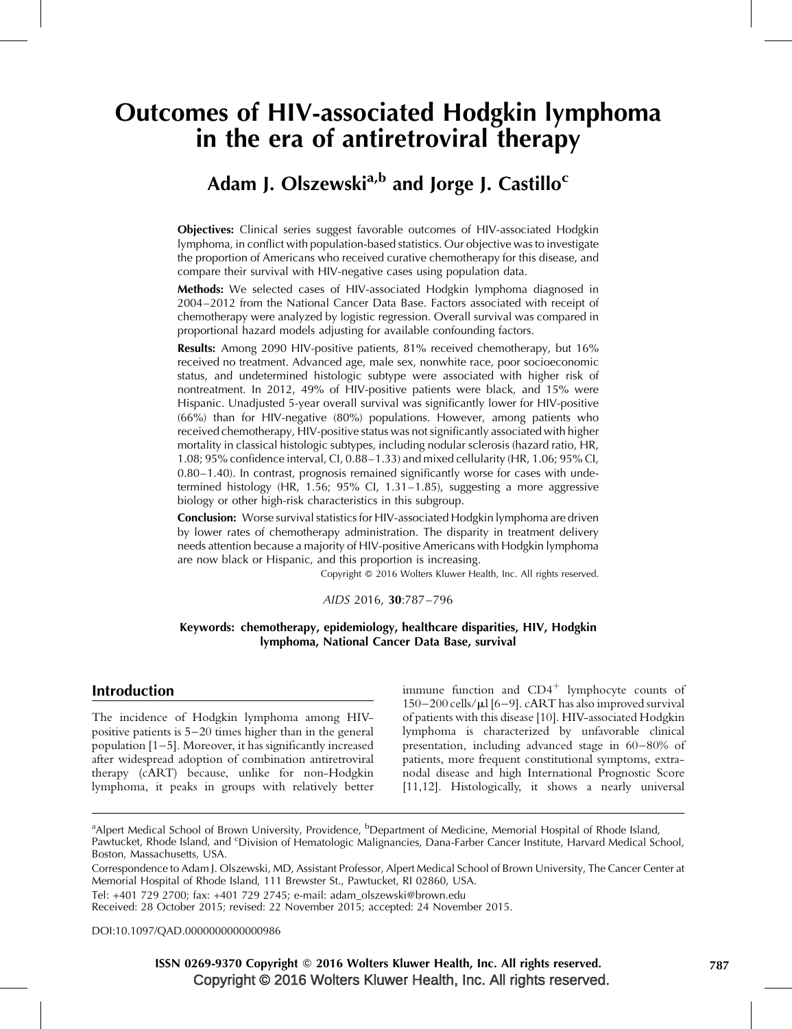# Outcomes of HIV-associated Hodgkin lymphoma in the era of antiretroviral therapy

**Adam J. Olszewski[a,b] and Jorge J. Castillo[c]**

**Objectives:** Clinical series suggest favorable outcomes of HIV-associated Hodgkin lymphoma, in conflict with population-based statistics. Our objective was to investigate the proportion of Americans who received curative chemotherapy for this disease, and compare their survival with HIV-negative cases using population data.

**Methods:** We selected cases of HIV-associated Hodgkin lymphoma diagnosed in 2004–2012 from the National Cancer Data Base. Factors associated with receipt of chemotherapy were analyzed by logistic regression. Overall survival was compared in proportional hazard models adjusting for available confounding factors.

**Results:** Among 2090 HIV-positive patients, 81% received chemotherapy, but 16% received no treatment. Advanced age, male sex, nonwhite race, poor socioeconomic status, and undetermined histologic subtype were associated with higher risk of nontreatment. In 2012, 49% of HIV-positive patients were black, and 15% were Hispanic. Unadjusted 5-year overall survival was significantly lower for HIV-positive (66%) than for HIV-negative (80%) populations. However, among patients who received chemotherapy, HIV-positive status was not significantly associated with higher mortality in classical histologic subtypes, including nodular sclerosis (hazard ratio, HR, 1.08; 95% confidence interval, CI, 0.88–1.33) and mixed cellularity (HR, 1.06; 95% CI, 0.80–1.40). In contrast, prognosis remained significantly worse for cases with undetermined histology (HR, 1.56; 95% CI, 1.31–1.85), suggesting a more aggressive biology or other high-risk characteristics in this subgroup.

**Conclusion:** Worse survival statistics for HIV-associated Hodgkin lymphoma are driven by lower rates of chemotherapy administration. The disparity in treatment delivery needs attention because a majority of HIV-positive Americans with Hodgkin lymphoma are now black or Hispanic, and this proportion is increasing.

Copyright © 2016 Wolters Kluwer Health, Inc. All rights reserved.

*AIDS* 2016, **30**:787–796

**Keywords: chemotherapy, epidemiology, healthcare disparities, HIV, Hodgkin lymphoma, National Cancer Data Base, survival**

## Introduction

The incidence of Hodgkin lymphoma among HIV-positive patients is 5–20 times higher than in the general population [1–5]. Moreover, it has significantly increased after widespread adoption of combination antiretroviral therapy (cART) because, unlike for non-Hodgkin lymphoma, it peaks in groups with relatively better immune function and $CD4^{+}$ lymphocyte counts of 150–200 cells/μl [6–9]. cART has also improved survival of patients with this disease [10]. HIV-associated Hodgkin lymphoma is characterized by unfavorable clinical presentation, including advanced stage in 60–80% of patients, more frequent constitutional symptoms, extranodal disease and high International Prognostic Score [11,12]. Histologically, it shows a nearly universal

[a]Alpert Medical School of Brown University, Providence, [b]Department of Medicine, Memorial Hospital of Rhode Island, Pawtucket, Rhode Island, and [c]Division of Hematologic Malignancies, Dana-Farber Cancer Institute, Harvard Medical School, Boston, Massachusetts, USA.

Correspondence to Adam J. Olszewski, MD, Assistant Professor, Alpert Medical School of Brown University, The Cancer Center at Memorial Hospital of Rhode Island, 111 Brewster St., Pawtucket, RI 02860, USA.

Tel: +401 729 2700; fax: +401 729 2745; e-mail: adam_olszewski@brown.edu

Received: 28 October 2015; revised: 22 November 2015; accepted: 24 November 2015.

DOI:10.1097/QAD.0000000000000986

ISSN 0269-9370 Copyright © 2016 Wolters Kluwer Health, Inc. All rights reserved.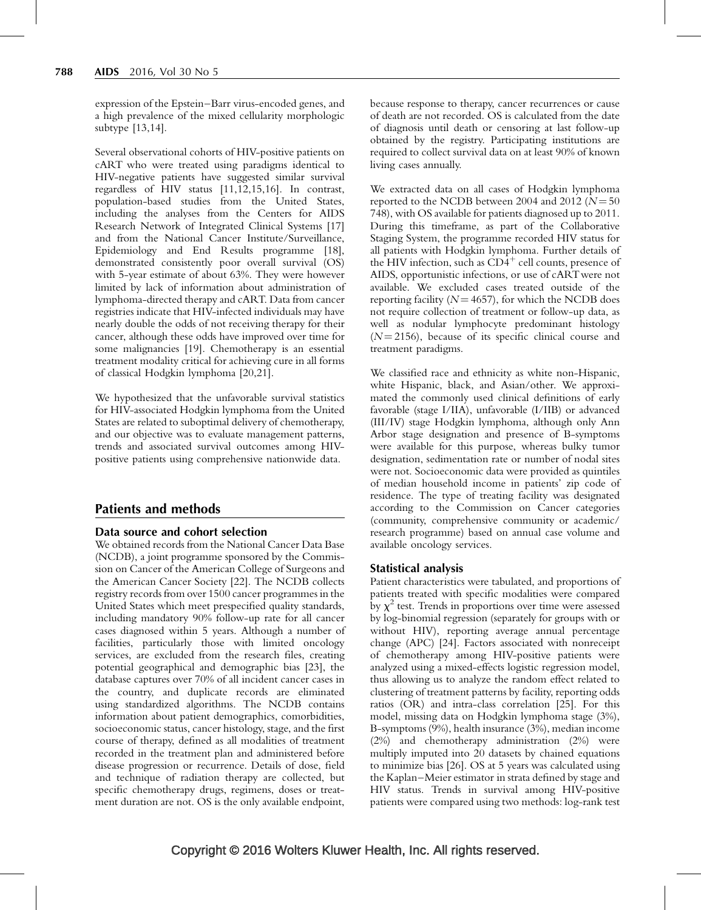expression of the Epstein–Barr virus-encoded genes, and a high prevalence of the mixed cellularity morphologic subtype [13,14].

Several observational cohorts of HIV-positive patients on cART who were treated using paradigms identical to HIV-negative patients have suggested similar survival regardless of HIV status [11,12,15,16]. In contrast, population-based studies from the United States, including the analyses from the Centers for AIDS Research Network of Integrated Clinical Systems [17] and from the National Cancer Institute/Surveillance, Epidemiology and End Results programme [18], demonstrated consistently poor overall survival (OS) with 5-year estimate of about 63%. They were however limited by lack of information about administration of lymphoma-directed therapy and cART. Data from cancer registries indicate that HIV-infected individuals may have nearly double the odds of not receiving therapy for their cancer, although these odds have improved over time for some malignancies [19]. Chemotherapy is an essential treatment modality critical for achieving cure in all forms of classical Hodgkin lymphoma [20,21].

We hypothesized that the unfavorable survival statistics for HIV-associated Hodgkin lymphoma from the United States are related to suboptimal delivery of chemotherapy, and our objective was to evaluate management patterns, trends and associated survival outcomes among HIV-positive patients using comprehensive nationwide data.

## Patients and methods

### Data source and cohort selection

We obtained records from the National Cancer Data Base (NCDB), a joint programme sponsored by the Commission on Cancer of the American College of Surgeons and the American Cancer Society [22]. The NCDB collects registry records from over 1500 cancer programmes in the United States which meet prespecified quality standards, including mandatory 90% follow-up rate for all cancer cases diagnosed within 5 years. Although a number of facilities, particularly those with limited oncology services, are excluded from the research files, creating potential geographical and demographic bias [23], the database captures over 70% of all incident cancer cases in the country, and duplicate records are eliminated using standardized algorithms. The NCDB contains information about patient demographics, comorbidities, socioeconomic status, cancer histology, stage, and the first course of therapy, defined as all modalities of treatment recorded in the treatment plan and administered before disease progression or recurrence. Details of dose, field and technique of radiation therapy are collected, but specific chemotherapy drugs, regimens, doses or treatment duration are not. OS is the only available endpoint, because response to therapy, cancer recurrences or cause of death are not recorded. OS is calculated from the date of diagnosis until death or censoring at last follow-up obtained by the registry. Participating institutions are required to collect survival data on at least 90% of known living cases annually.

We extracted data on all cases of Hodgkin lymphoma reported to the NCDB between 2004 and 2012 ($N = 50\,748$), with OS available for patients diagnosed up to 2011. During this timeframe, as part of the Collaborative Staging System, the programme recorded HIV status for all patients with Hodgkin lymphoma. Further details of the HIV infection, such as $CD4^+$ cell counts, presence of AIDS, opportunistic infections, or use of cART were not available. We excluded cases treated outside of the reporting facility ($N = 4657$), for which the NCDB does not require collection of treatment or follow-up data, as well as nodular lymphocyte predominant histology ($N = 2156$), because of its specific clinical course and treatment paradigms.

We classified race and ethnicity as white non-Hispanic, white Hispanic, black, and Asian/other. We approximated the commonly used clinical definitions of early favorable (stage I/IIA), unfavorable (I/IIB) or advanced (III/IV) stage Hodgkin lymphoma, although only Ann Arbor stage designation and presence of B-symptoms were available for this purpose, whereas bulky tumor designation, sedimentation rate or number of nodal sites were not. Socioeconomic data were provided as quintiles of median household income in patients' zip code of residence. The type of treating facility was designated according to the Commission on Cancer categories (community, comprehensive community or academic/research programme) based on annual case volume and available oncology services.

### Statistical analysis

Patient characteristics were tabulated, and proportions of patients treated with specific modalities were compared by $\chi^2$ test. Trends in proportions over time were assessed by log-binomial regression (separately for groups with or without HIV), reporting average annual percentage change (APC) [24]. Factors associated with nonreceipt of chemotherapy among HIV-positive patients were analyzed using a mixed-effects logistic regression model, thus allowing us to analyze the random effect related to clustering of treatment patterns by facility, reporting odds ratios (OR) and intra-class correlation [25]. For this model, missing data on Hodgkin lymphoma stage (3%), B-symptoms (9%), health insurance (3%), median income (2%) and chemotherapy administration (2%) were multiply imputed into 20 datasets by chained equations to minimize bias [26]. OS at 5 years was calculated using the Kaplan–Meier estimator in strata defined by stage and HIV status. Trends in survival among HIV-positive patients were compared using two methods: log-rank test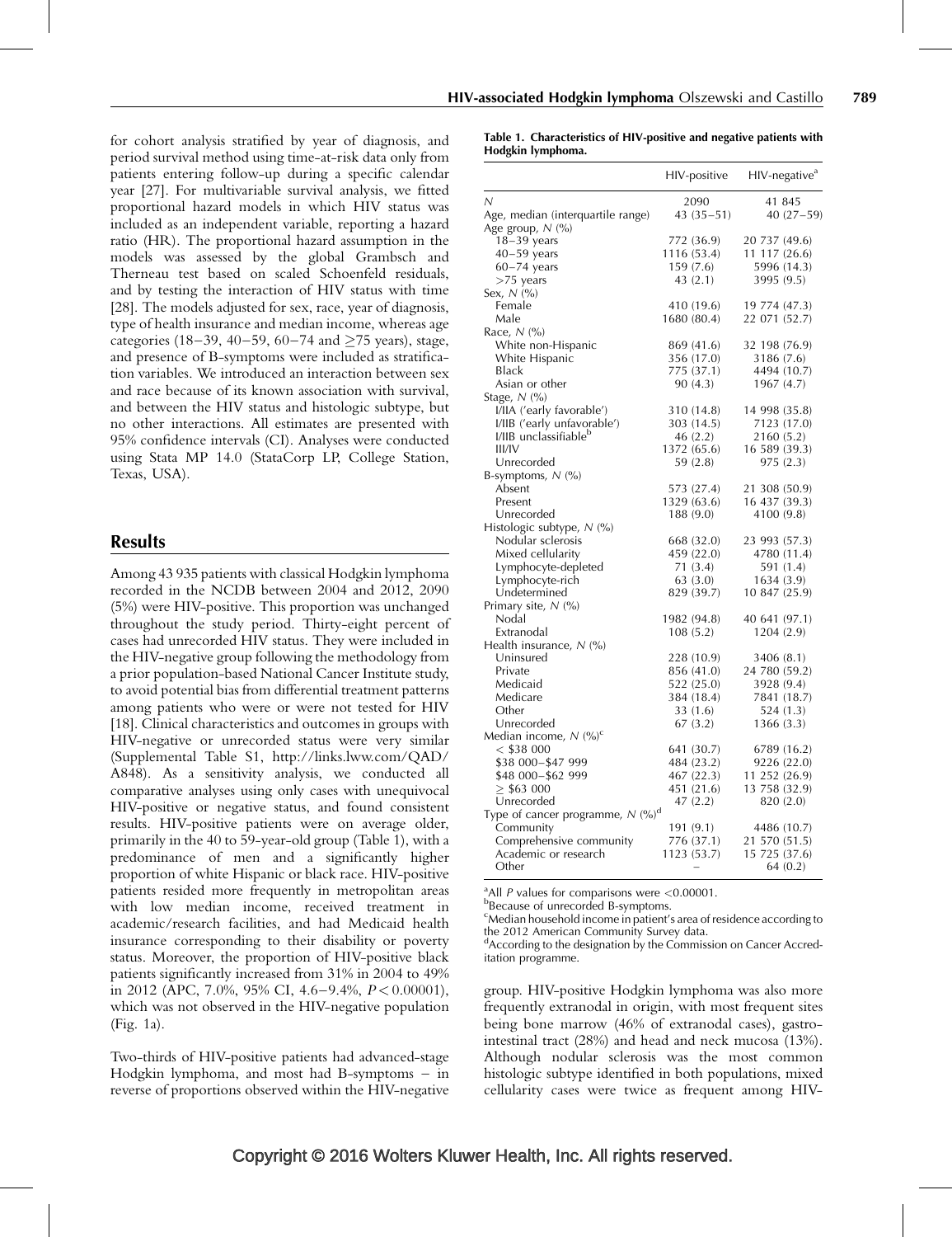for cohort analysis stratified by year of diagnosis, and period survival method using time-at-risk data only from patients entering follow-up during a specific calendar year [27]. For multivariable survival analysis, we fitted proportional hazard models in which HIV status was included as an independent variable, reporting a hazard ratio (HR). The proportional hazard assumption in the models was assessed by the global Grambsch and Therneau test based on scaled Schoenfeld residuals, and by testing the interaction of HIV status with time [28]. The models adjusted for sex, race, year of diagnosis, type of health insurance and median income, whereas age categories (18–39, 40–59, 60–74 and ≥75 years), stage, and presence of B-symptoms were included as stratification variables. We introduced an interaction between sex and race because of its known association with survival, and between the HIV status and histologic subtype, but no other interactions. All estimates are presented with 95% confidence intervals (CI). Analyses were conducted using Stata MP 14.0 (StataCorp LP, College Station, Texas, USA).

## Results

Among 43 935 patients with classical Hodgkin lymphoma recorded in the NCDB between 2004 and 2012, 2090 (5%) were HIV-positive. This proportion was unchanged throughout the study period. Thirty-eight percent of cases had unrecorded HIV status. They were included in the HIV-negative group following the methodology from a prior population-based National Cancer Institute study, to avoid potential bias from differential treatment patterns among patients who were or were not tested for HIV [18]. Clinical characteristics and outcomes in groups with HIV-negative or unrecorded status were very similar (Supplemental Table S1, http://links.lww.com/QAD/A848). As a sensitivity analysis, we conducted all comparative analyses using only cases with unequivocal HIV-positive or negative status, and found consistent results. HIV-positive patients were on average older, primarily in the 40 to 59-year-old group (Table 1), with a predominance of men and a significantly higher proportion of white Hispanic or black race. HIV-positive patients resided more frequently in metropolitan areas with low median income, received treatment in academic/research facilities, and had Medicaid health insurance corresponding to their disability or poverty status. Moreover, the proportion of HIV-positive black patients significantly increased from 31% in 2004 to 49% in 2012 (APC, 7.0%, 95% CI, 4.6–9.4%, $P < 0.00001$), which was not observed in the HIV-negative population (Fig. 1a).

Two-thirds of HIV-positive patients had advanced-stage Hodgkin lymphoma, and most had B-symptoms – in reverse of proportions observed within the HIV-negative group. HIV-positive Hodgkin lymphoma was also more frequently extranodal in origin, with most frequent sites being bone marrow (46% of extranodal cases), gastrointestinal tract (28%) and head and neck mucosa (13%). Although nodular sclerosis was the most common histologic subtype identified in both populations, mixed cellularity cases were twice as frequent among HIV-

**Table 1. Characteristics of HIV-positive and negative patients with Hodgkin lymphoma.**

| | HIV-positive | HIV-negative[a] |
|---|---|---|
| N | 2090 | 41 845 |
| Age, median (interquartile range) | 43 (35–51) | 40 (27–59) |
| Age group, N (%) | | |
| 18–39 years | 772 (36.9) | 20 737 (49.6) |
| 40–59 years | 1116 (53.4) | 11 117 (26.6) |
| 60–74 years | 159 (7.6) | 5996 (14.3) |
| >75 years | 43 (2.1) | 3995 (9.5) |
| Sex, N (%) | | |
| Female | 410 (19.6) | 19 774 (47.3) |
| Male | 1680 (80.4) | 22 071 (52.7) |
| Race, N (%) | | |
| White non-Hispanic | 869 (41.6) | 32 198 (76.9) |
| White Hispanic | 356 (17.0) | 3186 (7.6) |
| Black | 775 (37.1) | 4494 (10.7) |
| Asian or other | 90 (4.3) | 1967 (4.7) |
| Stage, N (%) | | |
| I/IIA ('early favorable') | 310 (14.8) | 14 998 (35.8) |
| I/IIB ('early unfavorable') | 303 (14.5) | 7123 (17.0) |
| I/IIB unclassifiable[b] | 46 (2.2) | 2160 (5.2) |
| III/IV | 1372 (65.6) | 16 589 (39.3) |
| Unrecorded | 59 (2.8) | 975 (2.3) |
| B-symptoms, N (%) | | |
| Absent | 573 (27.4) | 21 308 (50.9) |
| Present | 1329 (63.6) | 16 437 (39.3) |
| Unrecorded | 188 (9.0) | 4100 (9.8) |
| Histologic subtype, N (%) | | |
| Nodular sclerosis | 668 (32.0) | 23 993 (57.3) |
| Mixed cellularity | 459 (22.0) | 4780 (11.4) |
| Lymphocyte-depleted | 71 (3.4) | 591 (1.4) |
| Lymphocyte-rich | 63 (3.0) | 1634 (3.9) |
| Undetermined | 829 (39.7) | 10 847 (25.9) |
| Primary site, N (%) | | |
| Nodal | 1982 (94.8) | 40 641 (97.1) |
| Extranodal | 108 (5.2) | 1204 (2.9) |
| Health insurance, N (%) | | |
| Uninsured | 228 (10.9) | 3406 (8.1) |
| Private | 856 (41.0) | 24 780 (59.2) |
| Medicaid | 522 (25.0) | 3928 (9.4) |
| Medicare | 384 (18.4) | 7841 (18.7) |
| Other | 33 (1.6) | 524 (1.3) |
| Unrecorded | 67 (3.2) | 1366 (3.3) |
| Median income, N (%)[c] | | |
| < \$38 000 | 641 (30.7) | 6789 (16.2) |
| \$38 000–\$47 999 | 484 (23.2) | 9226 (22.0) |
| \$48 000–\$62 999 | 467 (22.3) | 11 252 (26.9) |
| ≥ \$63 000 | 451 (21.6) | 13 758 (32.9) |
| Unrecorded | 47 (2.2) | 820 (2.0) |
| Type of cancer programme, N (%)[d] | | |
| Community | 191 (9.1) | 4486 (10.7) |
| Comprehensive community | 776 (37.1) | 21 570 (51.5) |
| Academic or research | 1123 (53.7) | 15 725 (37.6) |
| Other | – | 64 (0.2) |

[a]All P values for comparisons were <0.00001.
[b]Because of unrecorded B-symptoms.
[c]Median household income in patient's area of residence according to the 2012 American Community Survey data.
[d]According to the designation by the Commission on Cancer Accreditation programme.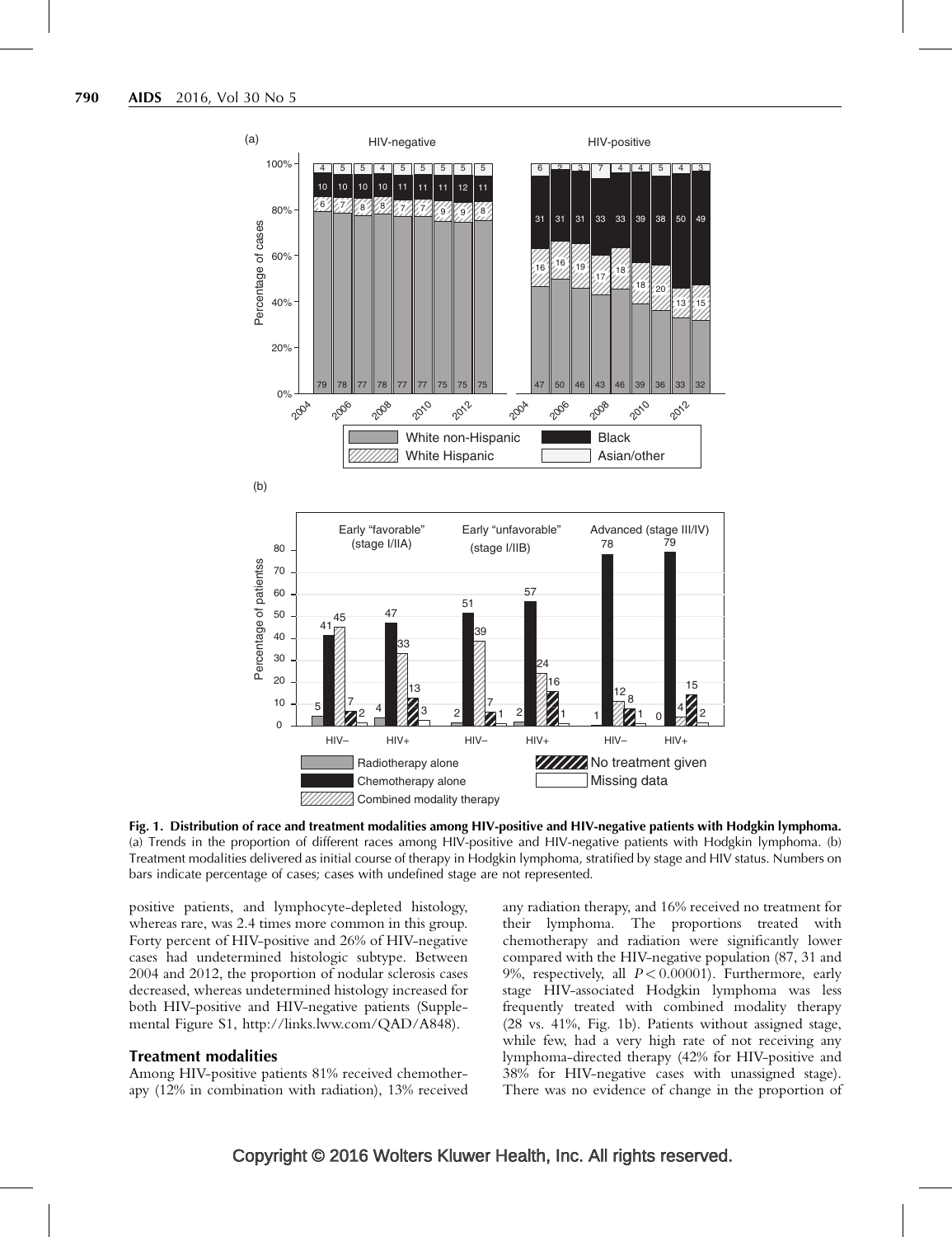**Fig. 1. Distribution of race and treatment modalities among HIV-positive and HIV-negative patients with Hodgkin lymphoma.** (a) Trends in the proportion of different races among HIV-positive and HIV-negative patients with Hodgkin lymphoma. (b) Treatment modalities delivered as initial course of therapy in Hodgkin lymphoma, stratified by stage and HIV status. Numbers on bars indicate percentage of cases; cases with undefined stage are not represented.

positive patients, and lymphocyte-depleted histology, whereas rare, was 2.4 times more common in this group. Forty percent of HIV-positive and 26% of HIV-negative cases had undetermined histologic subtype. Between 2004 and 2012, the proportion of nodular sclerosis cases decreased, whereas undetermined histology increased for both HIV-positive and HIV-negative patients (Supplemental Figure S1, http://links.lww.com/QAD/A848).

### Treatment modalities

Among HIV-positive patients 81% received chemotherapy (12% in combination with radiation), 13% received any radiation therapy, and 16% received no treatment for their lymphoma. The proportions treated with chemotherapy and radiation were significantly lower compared with the HIV-negative population (87, 31 and 9%, respectively, all $P < 0.00001$). Furthermore, early stage HIV-associated Hodgkin lymphoma was less frequently treated with combined modality therapy (28 vs. 41%, Fig. 1b). Patients without assigned stage, while few, had a very high rate of not receiving any lymphoma-directed therapy (42% for HIV-positive and 38% for HIV-negative cases with unassigned stage). There was no evidence of change in the proportion of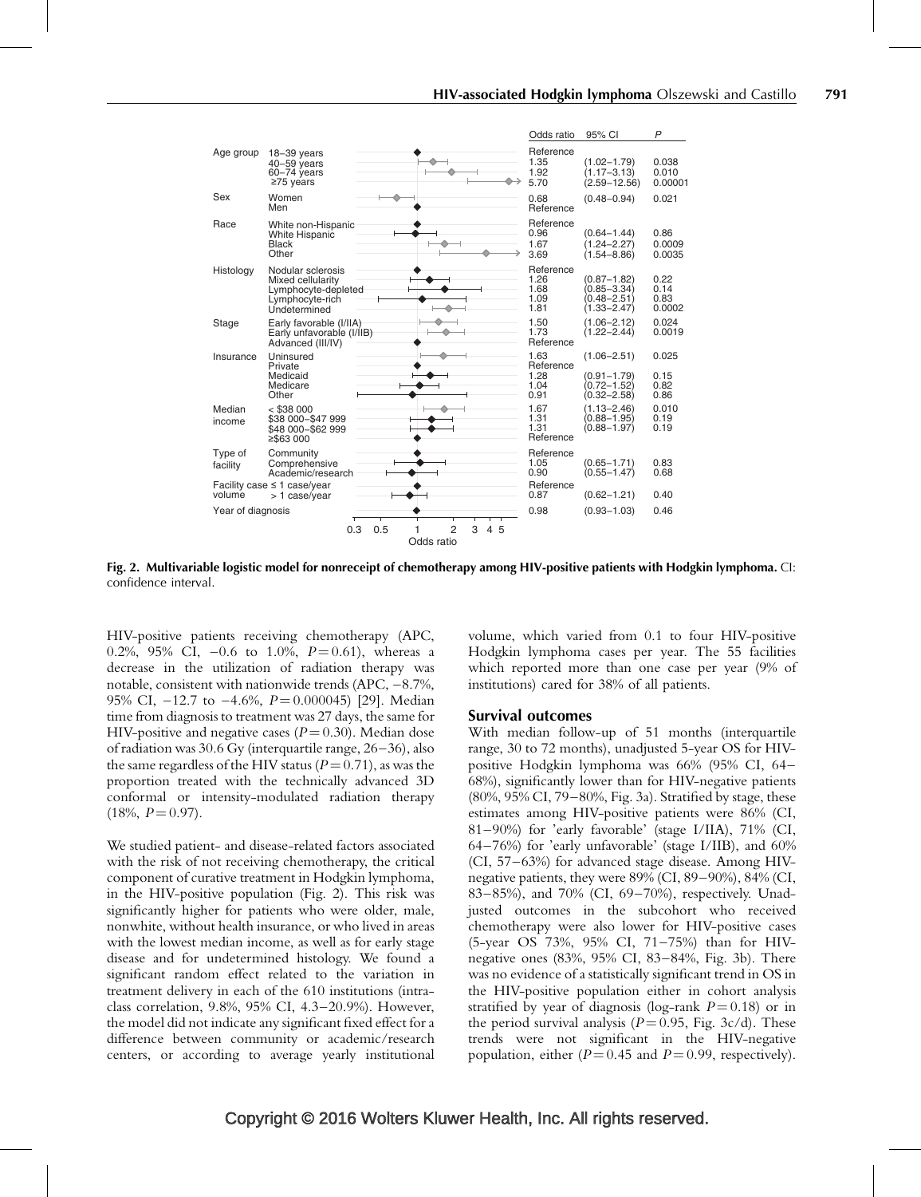| | | Odds ratio | 95% CI | P |
|---|---|---|---|---|
| Age group | 18–39 years | Reference | | |
| | 40–59 years | 1.35 | (1.02–1.79) | 0.038 |
| | 60–74 years | 1.92 | (1.17–3.13) | 0.010 |
| | ≥75 years | 5.70 | (2.59–12.56) | 0.00001 |
| Sex | Women | 0.68 | (0.48–0.94) | 0.021 |
| | Men | Reference | | |
| Race | White non-Hispanic | Reference | | |
| | White Hispanic | 0.96 | (0.64–1.44) | 0.86 |
| | Black | 1.67 | (1.24–2.27) | 0.0009 |
| | Other | 3.69 | (1.54–8.86) | 0.0035 |
| Histology | Nodular sclerosis | Reference | | |
| | Mixed cellularity | 1.26 | (0.87–1.82) | 0.22 |
| | Lymphocyte-depleted | 1.68 | (0.85–3.34) | 0.14 |
| | Lymphocyte-rich | 1.09 | (0.48–2.51) | 0.83 |
| | Undetermined | 1.81 | (1.33–2.47) | 0.0002 |
| Stage | Early favorable (I/IIA) | 1.50 | (1.06–2.12) | 0.024 |
| | Early unfavorable (I/IIB) | 1.73 | (1.22–2.44) | 0.0019 |
| | Advanced (III/IV) | Reference | | |
| Insurance | Uninsured | 1.63 | (1.06–2.51) | 0.025 |
| | Private | Reference | | |
| | Medicaid | 1.28 | (0.91–1.79) | 0.15 |
| | Medicare | 1.04 | (0.72–1.52) | 0.82 |
| | Other | 0.91 | (0.32–2.58) | 0.86 |
| Median income | < $38 000 | 1.67 | (1.13–2.46) | 0.010 |
| | $38 000–$47 999 | 1.31 | (0.88–1.95) | 0.19 |
| | $48 000–$62 999 | 1.31 | (0.88–1.97) | 0.19 |
| | ≥$63 000 | Reference | | |
| Type of facility | Community | Reference | | |
| | Comprehensive | 1.05 | (0.65–1.71) | 0.83 |
| | Academic/research | 0.90 | (0.55–1.47) | 0.68 |
| Facility case volume | ≤ 1 case/year | Reference | | |
| | > 1 case/year | 0.87 | (0.62–1.21) | 0.40 |
| Year of diagnosis | | 0.98 | (0.93–1.03) | 0.46 |

**Fig. 2. Multivariable logistic model for nonreceipt of chemotherapy among HIV-positive patients with Hodgkin lymphoma.** CI: confidence interval.

HIV-positive patients receiving chemotherapy (APC, 0.2%, 95% CI, −0.6 to 1.0%, $P=0.61$), whereas a decrease in the utilization of radiation therapy was notable, consistent with nationwide trends (APC, −8.7%, 95% CI, −12.7 to −4.6%, $P=0.000045$) [29]. Median time from diagnosis to treatment was 27 days, the same for HIV-positive and negative cases ($P=0.30$). Median dose of radiation was 30.6 Gy (interquartile range, 26–36), also the same regardless of the HIV status ($P=0.71$), as was the proportion treated with the technically advanced 3D conformal or intensity-modulated radiation therapy (18%, $P=0.97$).

We studied patient- and disease-related factors associated with the risk of not receiving chemotherapy, the critical component of curative treatment in Hodgkin lymphoma, in the HIV-positive population (Fig. 2). This risk was significantly higher for patients who were older, male, nonwhite, without health insurance, or who lived in areas with the lowest median income, as well as for early stage disease and for undetermined histology. We found a significant random effect related to the variation in treatment delivery in each of the 610 institutions (intraclass correlation, 9.8%, 95% CI, 4.3–20.9%). However, the model did not indicate any significant fixed effect for a difference between community or academic/research centers, or according to average yearly institutional volume, which varied from 0.1 to four HIV-positive Hodgkin lymphoma cases per year. The 55 facilities which reported more than one case per year (9% of institutions) cared for 38% of all patients.

## Survival outcomes

With median follow-up of 51 months (interquartile range, 30 to 72 months), unadjusted 5-year OS for HIV-positive Hodgkin lymphoma was 66% (95% CI, 64–68%), significantly lower than for HIV-negative patients (80%, 95% CI, 79–80%, Fig. 3a). Stratified by stage, these estimates among HIV-positive patients were 86% (CI, 81–90%) for 'early favorable' (stage I/IIA), 71% (CI, 64–76%) for 'early unfavorable' (stage I/IIB), and 60% (CI, 57–63%) for advanced stage disease. Among HIV-negative patients, they were 89% (CI, 89–90%), 84% (CI, 83–85%), and 70% (CI, 69–70%), respectively. Unadjusted outcomes in the subcohort who received chemotherapy were also lower for HIV-positive cases (5-year OS 73%, 95% CI, 71–75%) than for HIV-negative ones (83%, 95% CI, 83–84%, Fig. 3b). There was no evidence of a statistically significant trend in OS in the HIV-positive population either in cohort analysis stratified by year of diagnosis (log-rank $P=0.18$) or in the period survival analysis ($P=0.95$, Fig. 3c/d). These trends were not significant in the HIV-negative population, either ($P=0.45$ and $P=0.99$, respectively).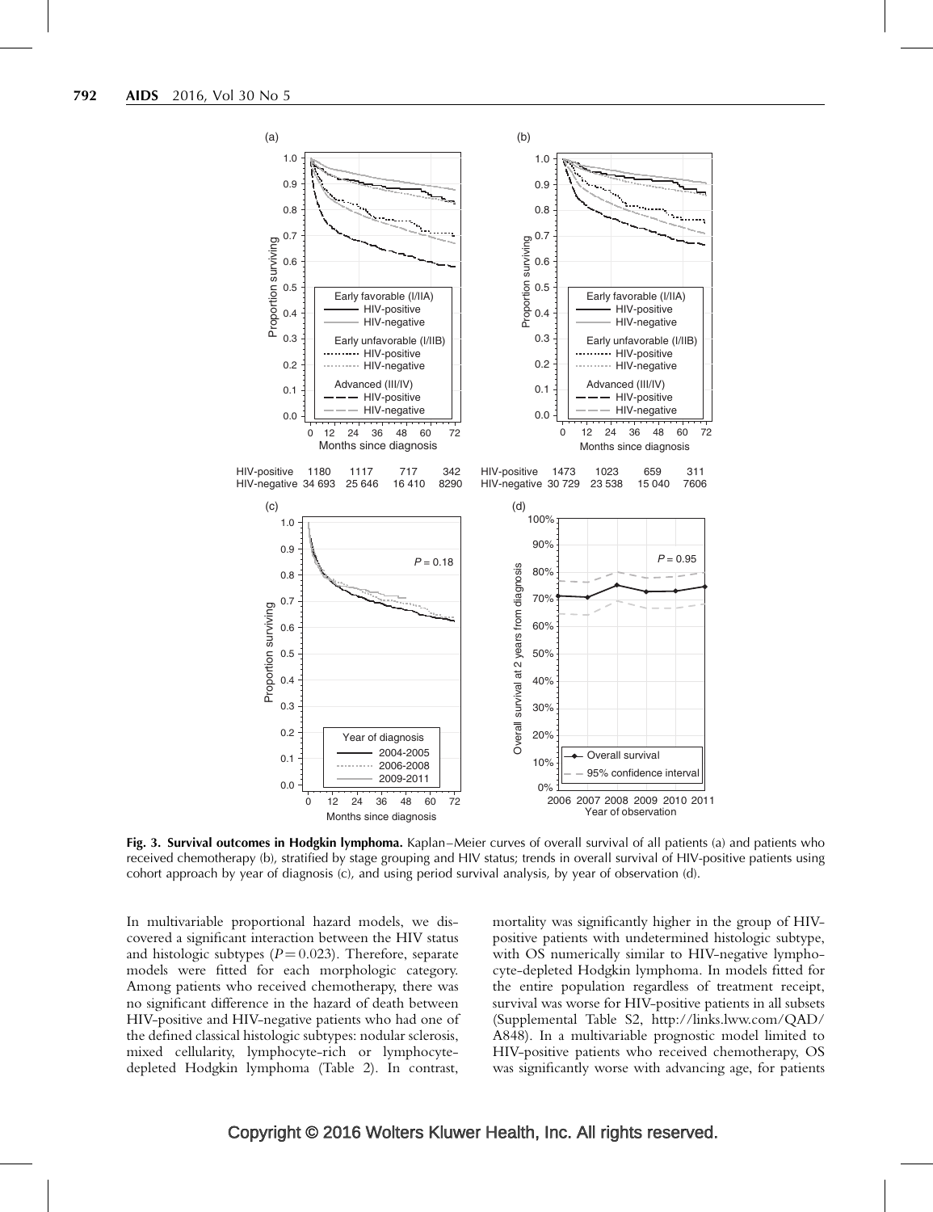Fig. 3. **Survival outcomes in Hodgkin lymphoma.** Kaplan–Meier curves of overall survival of all patients (a) and patients who received chemotherapy (b), stratified by stage grouping and HIV status; trends in overall survival of HIV-positive patients using cohort approach by year of diagnosis (c), and using period survival analysis, by year of observation (d).

In multivariable proportional hazard models, we discovered a significant interaction between the HIV status and histologic subtypes ($P = 0.023$). Therefore, separate models were fitted for each morphologic category. Among patients who received chemotherapy, there was no significant difference in the hazard of death between HIV-positive and HIV-negative patients who had one of the defined classical histologic subtypes: nodular sclerosis, mixed cellularity, lymphocyte-rich or lymphocyte-depleted Hodgkin lymphoma (Table 2). In contrast, mortality was significantly higher in the group of HIV-positive patients with undetermined histologic subtype, with OS numerically similar to HIV-negative lymphocyte-depleted Hodgkin lymphoma. In models fitted for the entire population regardless of treatment receipt, survival was worse for HIV-positive patients in all subsets (Supplemental Table S2, http://links.lww.com/QAD/A848). In a multivariable prognostic model limited to HIV-positive patients who received chemotherapy, OS was significantly worse with advancing age, for patients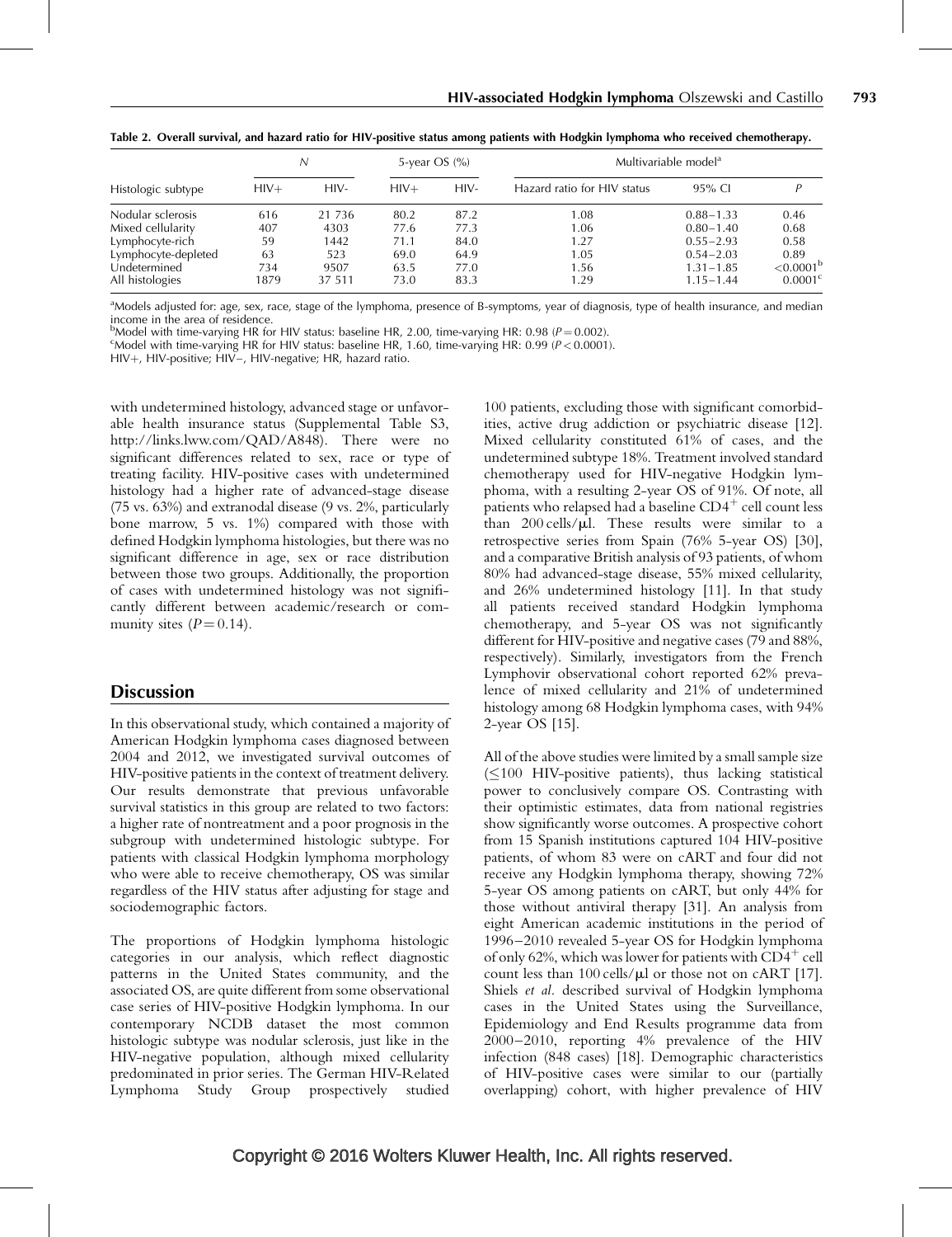Table 2. Overall survival, and hazard ratio for HIV-positive status among patients with Hodgkin lymphoma who received chemotherapy.

| Histologic subtype | N | | 5-year OS (%) | | Multivariable model[a] | | |
|---|---|---|---|---|---|---|---|
| | HIV+ | HIV- | HIV+ | HIV- | Hazard ratio for HIV status | 95% CI | P |
| Nodular sclerosis | 616 | 21 736 | 80.2 | 87.2 | 1.08 | 0.88–1.33 | 0.46 |
| Mixed cellularity | 407 | 4303 | 77.6 | 77.3 | 1.06 | 0.80–1.40 | 0.68 |
| Lymphocyte-rich | 59 | 1442 | 71.1 | 84.0 | 1.27 | 0.55–2.93 | 0.58 |
| Lymphocyte-depleted | 63 | 523 | 69.0 | 64.9 | 1.05 | 0.54–2.03 | 0.89 |
| Undetermined | 734 | 9507 | 63.5 | 77.0 | 1.56 | 1.31–1.85 | <0.0001[b] |
| All histologies | 1879 | 37 511 | 73.0 | 83.3 | 1.29 | 1.15–1.44 | 0.0001[c] |

[a]Models adjusted for: age, sex, race, stage of the lymphoma, presence of B-symptoms, year of diagnosis, type of health insurance, and median income in the area of residence.
[b]Model with time-varying HR for HIV status: baseline HR, 2.00, time-varying HR: 0.98 ($P = 0.002$).
[c]Model with time-varying HR for HIV status: baseline HR, 1.60, time-varying HR: 0.99 ($P < 0.0001$).
HIV+, HIV-positive; HIV–, HIV-negative; HR, hazard ratio.

with undetermined histology, advanced stage or unfavorable health insurance status (Supplemental Table S3, http://links.lww.com/QAD/A848). There were no significant differences related to sex, race or type of treating facility. HIV-positive cases with undetermined histology had a higher rate of advanced-stage disease (75 vs. 63%) and extranodal disease (9 vs. 2%, particularly bone marrow, 5 vs. 1%) compared with those with defined Hodgkin lymphoma histologies, but there was no significant difference in age, sex or race distribution between those two groups. Additionally, the proportion of cases with undetermined histology was not significantly different between academic/research or community sites ($P = 0.14$).

## Discussion

In this observational study, which contained a majority of American Hodgkin lymphoma cases diagnosed between 2004 and 2012, we investigated survival outcomes of HIV-positive patients in the context of treatment delivery. Our results demonstrate that previous unfavorable survival statistics in this group are related to two factors: a higher rate of nontreatment and a poor prognosis in the subgroup with undetermined histologic subtype. For patients with classical Hodgkin lymphoma morphology who were able to receive chemotherapy, OS was similar regardless of the HIV status after adjusting for stage and sociodemographic factors.

The proportions of Hodgkin lymphoma histologic categories in our analysis, which reflect diagnostic patterns in the United States community, and the associated OS, are quite different from some observational case series of HIV-positive Hodgkin lymphoma. In our contemporary NCDB dataset the most common histologic subtype was nodular sclerosis, just like in the HIV-negative population, although mixed cellularity predominated in prior series. The German HIV-Related Lymphoma Study Group prospectively studied 100 patients, excluding those with significant comorbidities, active drug addiction or psychiatric disease [12]. Mixed cellularity constituted 61% of cases, and the undetermined subtype 18%. Treatment involved standard chemotherapy used for HIV-negative Hodgkin lymphoma, with a resulting 2-year OS of 91%. Of note, all patients who relapsed had a baseline $CD4^+$ cell count less than 200 cells/μl. These results were similar to a retrospective series from Spain (76% 5-year OS) [30], and a comparative British analysis of 93 patients, of whom 80% had advanced-stage disease, 55% mixed cellularity, and 26% undetermined histology [11]. In that study all patients received standard Hodgkin lymphoma chemotherapy, and 5-year OS was not significantly different for HIV-positive and negative cases (79 and 88%, respectively). Similarly, investigators from the French Lymphovir observational cohort reported 62% prevalence of mixed cellularity and 21% of undetermined histology among 68 Hodgkin lymphoma cases, with 94% 2-year OS [15].

All of the above studies were limited by a small sample size (≤100 HIV-positive patients), thus lacking statistical power to conclusively compare OS. Contrasting with their optimistic estimates, data from national registries show significantly worse outcomes. A prospective cohort from 15 Spanish institutions captured 104 HIV-positive patients, of whom 83 were on cART and four did not receive any Hodgkin lymphoma therapy, showing 72% 5-year OS among patients on cART, but only 44% for those without antiviral therapy [31]. An analysis from eight American academic institutions in the period of 1996–2010 revealed 5-year OS for Hodgkin lymphoma of only 62%, which was lower for patients with $CD4^+$ cell count less than 100 cells/μl or those not on cART [17]. Shiels *et al.* described survival of Hodgkin lymphoma cases in the United States using the Surveillance, Epidemiology and End Results programme data from 2000–2010, reporting 4% prevalence of the HIV infection (848 cases) [18]. Demographic characteristics of HIV-positive cases were similar to our (partially overlapping) cohort, with higher prevalence of HIV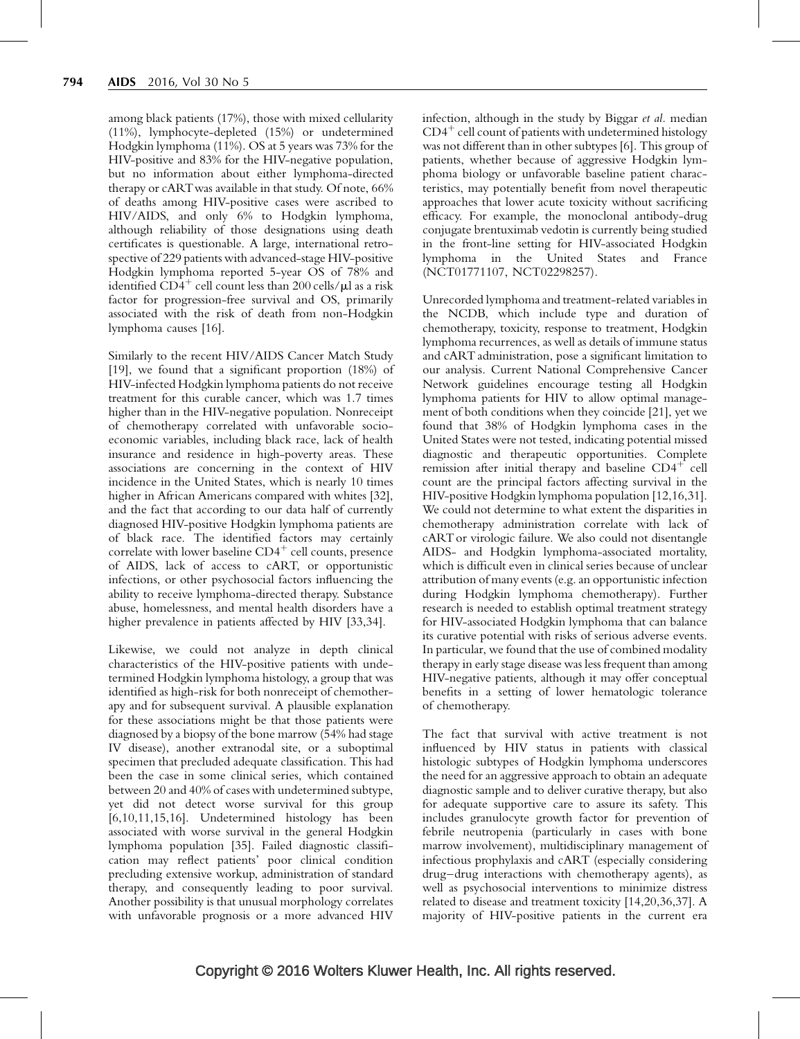among black patients (17%), those with mixed cellularity (11%), lymphocyte-depleted (15%) or undetermined Hodgkin lymphoma (11%). OS at 5 years was 73% for the HIV-positive and 83% for the HIV-negative population, but no information about either lymphoma-directed therapy or cART was available in that study. Of note, 66% of deaths among HIV-positive cases were ascribed to HIV/AIDS, and only 6% to Hodgkin lymphoma, although reliability of those designations using death certificates is questionable. A large, international retrospective of 229 patients with advanced-stage HIV-positive Hodgkin lymphoma reported 5-year OS of 78% and identified $CD4^+$ cell count less than 200 cells/$\mu$l as a risk factor for progression-free survival and OS, primarily associated with the risk of death from non-Hodgkin lymphoma causes [16].

Similarly to the recent HIV/AIDS Cancer Match Study [19], we found that a significant proportion (18%) of HIV-infected Hodgkin lymphoma patients do not receive treatment for this curable cancer, which was 1.7 times higher than in the HIV-negative population. Nonreceipt of chemotherapy correlated with unfavorable socioeconomic variables, including black race, lack of health insurance and residence in high-poverty areas. These associations are concerning in the context of HIV incidence in the United States, which is nearly 10 times higher in African Americans compared with whites [32], and the fact that according to our data half of currently diagnosed HIV-positive Hodgkin lymphoma patients are of black race. The identified factors may certainly correlate with lower baseline $CD4^+$ cell counts, presence of AIDS, lack of access to cART, or opportunistic infections, or other psychosocial factors influencing the ability to receive lymphoma-directed therapy. Substance abuse, homelessness, and mental health disorders have a higher prevalence in patients affected by HIV [33,34].

Likewise, we could not analyze in depth clinical characteristics of the HIV-positive patients with undetermined Hodgkin lymphoma histology, a group that was identified as high-risk for both nonreceipt of chemotherapy and for subsequent survival. A plausible explanation for these associations might be that those patients were diagnosed by a biopsy of the bone marrow (54% had stage IV disease), another extranodal site, or a suboptimal specimen that precluded adequate classification. This had been the case in some clinical series, which contained between 20 and 40% of cases with undetermined subtype, yet did not detect worse survival for this group [6,10,11,15,16]. Undetermined histology has been associated with worse survival in the general Hodgkin lymphoma population [35]. Failed diagnostic classification may reflect patients' poor clinical condition precluding extensive workup, administration of standard therapy, and consequently leading to poor survival. Another possibility is that unusual morphology correlates with unfavorable prognosis or a more advanced HIV infection, although in the study by Biggar *et al.* median $CD4^+$ cell count of patients with undetermined histology was not different than in other subtypes [6]. This group of patients, whether because of aggressive Hodgkin lymphoma biology or unfavorable baseline patient characteristics, may potentially benefit from novel therapeutic approaches that lower acute toxicity without sacrificing efficacy. For example, the monoclonal antibody-drug conjugate brentuximab vedotin is currently being studied in the front-line setting for HIV-associated Hodgkin lymphoma in the United States and France (NCT01771107, NCT02298257).

Unrecorded lymphoma and treatment-related variables in the NCDB, which include type and duration of chemotherapy, toxicity, response to treatment, Hodgkin lymphoma recurrences, as well as details of immune status and cART administration, pose a significant limitation to our analysis. Current National Comprehensive Cancer Network guidelines encourage testing all Hodgkin lymphoma patients for HIV to allow optimal management of both conditions when they coincide [21], yet we found that 38% of Hodgkin lymphoma cases in the United States were not tested, indicating potential missed diagnostic and therapeutic opportunities. Complete remission after initial therapy and baseline $CD4^+$ cell count are the principal factors affecting survival in the HIV-positive Hodgkin lymphoma population [12,16,31]. We could not determine to what extent the disparities in chemotherapy administration correlate with lack of cART or virologic failure. We also could not disentangle AIDS- and Hodgkin lymphoma-associated mortality, which is difficult even in clinical series because of unclear attribution of many events (e.g. an opportunistic infection during Hodgkin lymphoma chemotherapy). Further research is needed to establish optimal treatment strategy for HIV-associated Hodgkin lymphoma that can balance its curative potential with risks of serious adverse events. In particular, we found that the use of combined modality therapy in early stage disease was less frequent than among HIV-negative patients, although it may offer conceptual benefits in a setting of lower hematologic tolerance of chemotherapy.

The fact that survival with active treatment is not influenced by HIV status in patients with classical histologic subtypes of Hodgkin lymphoma underscores the need for an aggressive approach to obtain an adequate diagnostic sample and to deliver curative therapy, but also for adequate supportive care to assure its safety. This includes granulocyte growth factor for prevention of febrile neutropenia (particularly in cases with bone marrow involvement), multidisciplinary management of infectious prophylaxis and cART (especially considering drug–drug interactions with chemotherapy agents), as well as psychosocial interventions to minimize distress related to disease and treatment toxicity [14,20,36,37]. A majority of HIV-positive patients in the current era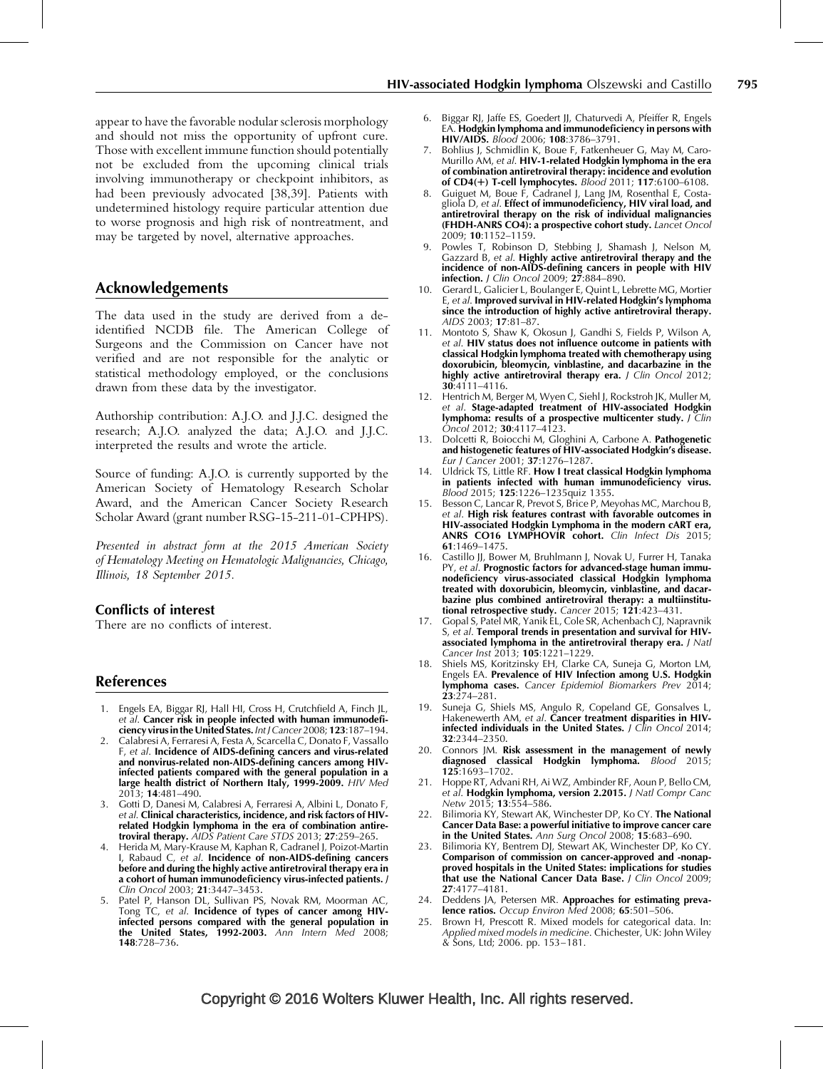appear to have the favorable nodular sclerosis morphology and should not miss the opportunity of upfront cure. Those with excellent immune function should potentially not be excluded from the upcoming clinical trials involving immunotherapy or checkpoint inhibitors, as had been previously advocated [38,39]. Patients with undetermined histology require particular attention due to worse prognosis and high risk of nontreatment, and may be targeted by novel, alternative approaches.

## Acknowledgements

The data used in the study are derived from a de-identified NCDB file. The American College of Surgeons and the Commission on Cancer have not verified and are not responsible for the analytic or statistical methodology employed, or the conclusions drawn from these data by the investigator.

Authorship contribution: A.J.O. and J.J.C. designed the research; A.J.O. analyzed the data; A.J.O. and J.J.C. interpreted the results and wrote the article.

Source of funding: A.J.O. is currently supported by the American Society of Hematology Research Scholar Award, and the American Cancer Society Research Scholar Award (grant number RSG-15-211-01-CPHPS).

*Presented in abstract form at the 2015 American Society of Hematology Meeting on Hematologic Malignancies, Chicago, Illinois, 18 September 2015.*

### Conflicts of interest

There are no conflicts of interest.

## References

1. Engels EA, Biggar RJ, Hall HI, Cross H, Crutchfield A, Finch JL, *et al.* **Cancer risk in people infected with human immunodeficiency virus in the United States.** *Int J Cancer* 2008; **123**:187–194.
2. Calabresi A, Ferraresi A, Festa A, Scarcella C, Donato F, Vassallo F, *et al.* **Incidence of AIDS-defining cancers and virus-related and nonvirus-related non-AIDS-defining cancers among HIV-infected patients compared with the general population in a large health district of Northern Italy, 1999-2009.** *HIV Med* 2013; **14**:481–490.
3. Gotti D, Danesi M, Calabresi A, Ferraresi A, Albini L, Donato F, *et al.* **Clinical characteristics, incidence, and risk factors of HIV-related Hodgkin lymphoma in the era of combination antiretroviral therapy.** *AIDS Patient Care STDS* 2013; **27**:259–265.
4. Herida M, Mary-Krause M, Kaphan R, Cadranel J, Poizot-Martin I, Rabaud C, *et al.* **Incidence of non-AIDS-defining cancers before and during the highly active antiretroviral therapy era in a cohort of human immunodeficiency virus-infected patients.** *J Clin Oncol* 2003; **21**:3447–3453.
5. Patel P, Hanson DL, Sullivan PS, Novak RM, Moorman AC, Tong TC, *et al.* **Incidence of types of cancer among HIV-infected persons compared with the general population in the United States, 1992-2003.** *Ann Intern Med* 2008; **148**:728–736.
6. Biggar RJ, Jaffe ES, Goedert JJ, Chaturvedi A, Pfeiffer R, Engels EA. **Hodgkin lymphoma and immunodeficiency in persons with HIV/AIDS.** *Blood* 2006; **108**:3786–3791.
7. Bohlius J, Schmidlin K, Boue F, Fatkenheuer G, May M, Caro-Murillo AM, *et al.* **HIV-1-related Hodgkin lymphoma in the era of combination antiretroviral therapy: incidence and evolution of CD4(+) T-cell lymphocytes.** *Blood* 2011; **117**:6100–6108.
8. Guiguet M, Boue F, Cadranel J, Lang JM, Rosenthal E, Costagliola D, *et al.* **Effect of immunodeficiency, HIV viral load, and antiretroviral therapy on the risk of individual malignancies (FHDH-ANRS CO4): a prospective cohort study.** *Lancet Oncol* 2009; **10**:1152–1159.
9. Powles T, Robinson D, Stebbing J, Shamash J, Nelson M, Gazzard B, *et al.* **Highly active antiretroviral therapy and the incidence of non-AIDS-defining cancers in people with HIV infection.** *J Clin Oncol* 2009; **27**:884–890.
10. Gerard L, Galicier L, Boulanger E, Quint L, Lebrette MG, Mortier E, *et al.* **Improved survival in HIV-related Hodgkin's lymphoma since the introduction of highly active antiretroviral therapy.** *AIDS* 2003; **17**:81–87.
11. Montoto S, Shaw K, Okosun J, Gandhi S, Fields P, Wilson A, *et al.* **HIV status does not influence outcome in patients with classical Hodgkin lymphoma treated with chemotherapy using doxorubicin, bleomycin, vinblastine, and dacarbazine in the highly active antiretroviral therapy era.** *J Clin Oncol* 2012; **30**:4111–4116.
12. Hentrich M, Berger M, Wyen C, Siehl J, Rockstroh JK, Muller M, *et al.* **Stage-adapted treatment of HIV-associated Hodgkin lymphoma: results of a prospective multicenter study.** *J Clin Oncol* 2012; **30**:4117–4123.
13. Dolcetti R, Boiocchi M, Gloghini A, Carbone A. **Pathogenetic and histogenetic features of HIV-associated Hodgkin's disease.** *Eur J Cancer* 2001; **37**:1276–1287.
14. Uldrick TS, Little RF. **How I treat classical Hodgkin lymphoma in patients infected with human immunodeficiency virus.** *Blood* 2015; **125**:1226–1235quiz 1355.
15. Besson C, Lancar R, Prevot S, Brice P, Meyohas MC, Marchou B, *et al.* **High risk features contrast with favorable outcomes in HIV-associated Hodgkin Lymphoma in the modern cART era, ANRS CO16 LYMPHOVIR cohort.** *Clin Infect Dis* 2015; **61**:1469–1475.
16. Castillo JJ, Bower M, Bruhlmann J, Novak U, Furrer H, Tanaka PY, *et al.* **Prognostic factors for advanced-stage human immunodeficiency virus-associated classical Hodgkin lymphoma treated with doxorubicin, bleomycin, vinblastine, and dacarbazine plus combined antiretroviral therapy: a multiinstitutional retrospective study.** *Cancer* 2015; **121**:423–431.
17. Gopal S, Patel MR, Yanik EL, Cole SR, Achenbach CJ, Napravnik S, *et al.* **Temporal trends in presentation and survival for HIV-associated lymphoma in the antiretroviral therapy era.** *J Natl Cancer Inst* 2013; **105**:1221–1229.
18. Shiels MS, Koritzinsky EH, Clarke CA, Suneja G, Morton LM, Engels EA. **Prevalence of HIV Infection among U.S. Hodgkin lymphoma cases.** *Cancer Epidemiol Biomarkers Prev* 2014; **23**:274–281.
19. Suneja G, Shiels MS, Angulo R, Copeland GE, Gonsalves L, Hakenewerth AM, *et al.* **Cancer treatment disparities in HIV-infected individuals in the United States.** *J Clin Oncol* 2014; **32**:2344–2350.
20. Connors JM. **Risk assessment in the management of newly diagnosed classical Hodgkin lymphoma.** *Blood* 2015; **125**:1693–1702.
21. Hoppe RT, Advani RH, Ai WZ, Ambinder RF, Aoun P, Bello CM, *et al.* **Hodgkin lymphoma, version 2.2015.** *J Natl Compr Canc Netw* 2015; **13**:554–586.
22. Bilimoria KY, Stewart AK, Winchester DP, Ko CY. **The National Cancer Data Base: a powerful initiative to improve cancer care in the United States.** *Ann Surg Oncol* 2008; **15**:683–690.
23. Bilimoria KY, Bentrem DJ, Stewart AK, Winchester DP, Ko CY. **Comparison of commission on cancer-approved and -nonapproved hospitals in the United States: implications for studies that use the National Cancer Data Base.** *J Clin Oncol* 2009; **27**:4177–4181.
24. Deddens JA, Petersen MR. **Approaches for estimating prevalence ratios.** *Occup Environ Med* 2008; **65**:501–506.
25. Brown H, Prescott R. Mixed models for categorical data. In: *Applied mixed models in medicine*. Chichester, UK: John Wiley & Sons, Ltd; 2006. pp. 153–181.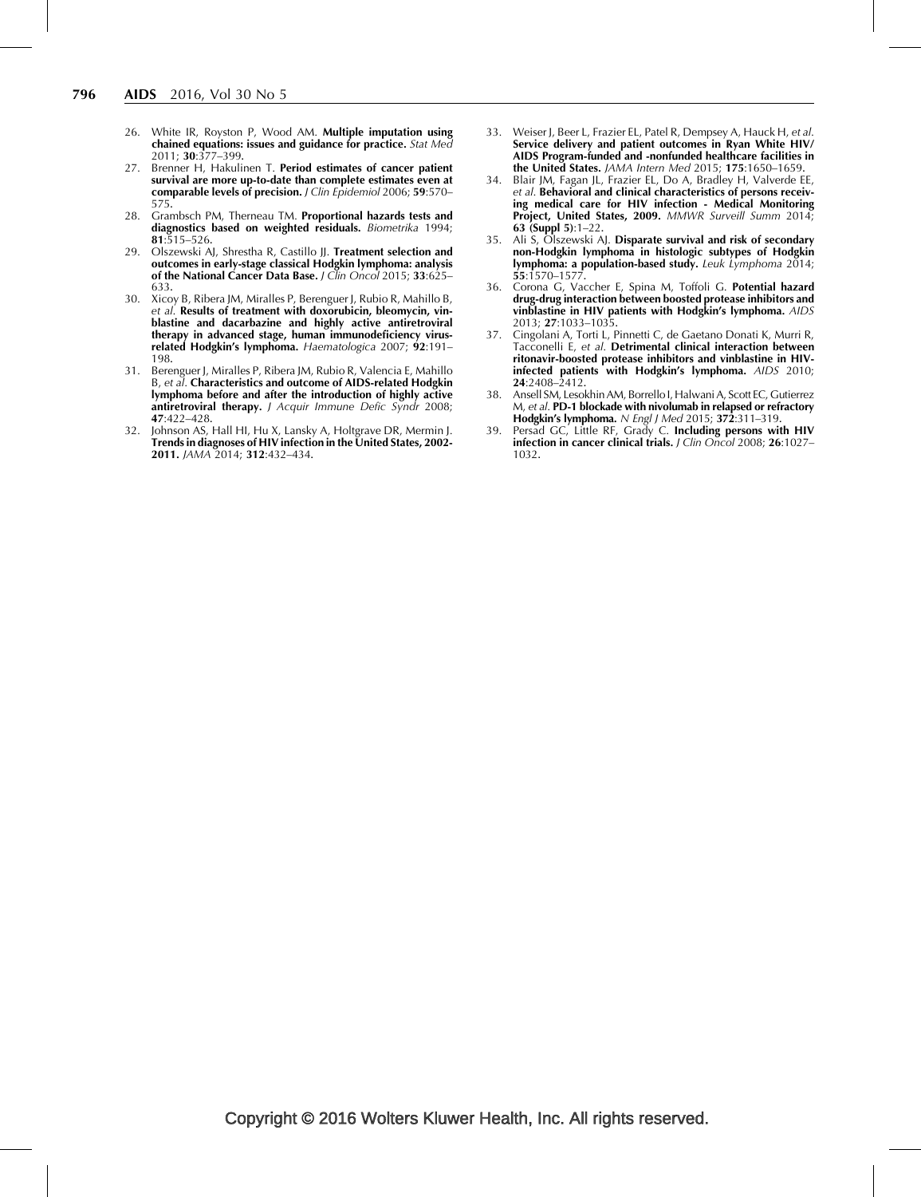26. White IR, Royston P, Wood AM. **Multiple imputation using chained equations: issues and guidance for practice.** *Stat Med* 2011; **30**:377–399.
27. Brenner H, Hakulinen T. **Period estimates of cancer patient survival are more up-to-date than complete estimates even at comparable levels of precision.** *J Clin Epidemiol* 2006; **59**:570–575.
28. Grambsch PM, Therneau TM. **Proportional hazards tests and diagnostics based on weighted residuals.** *Biometrika* 1994; **81**:515–526.
29. Olszewski AJ, Shrestha R, Castillo JJ. **Treatment selection and outcomes in early-stage classical Hodgkin lymphoma: analysis of the National Cancer Data Base.** *J Clin Oncol* 2015; **33**:625–633.
30. Xicoy B, Ribera JM, Miralles P, Berenguer J, Rubio R, Mahillo B, *et al.* **Results of treatment with doxorubicin, bleomycin, vinblastine and dacarbazine and highly active antiretroviral therapy in advanced stage, human immunodeficiency virus-related Hodgkin's lymphoma.** *Haematologica* 2007; **92**:191–198.
31. Berenguer J, Miralles P, Ribera JM, Rubio R, Valencia E, Mahillo B, *et al.* **Characteristics and outcome of AIDS-related Hodgkin lymphoma before and after the introduction of highly active antiretroviral therapy.** *J Acquir Immune Defic Syndr* 2008; **47**:422–428.
32. Johnson AS, Hall HI, Hu X, Lansky A, Holtgrave DR, Mermin J. **Trends in diagnoses of HIV infection in the United States, 2002-2011.** *JAMA* 2014; **312**:432–434.
33. Weiser J, Beer L, Frazier EL, Patel R, Dempsey A, Hauck H, *et al.* **Service delivery and patient outcomes in Ryan White HIV/AIDS Program-funded and -nonfunded healthcare facilities in the United States.** *JAMA Intern Med* 2015; **175**:1650–1659.
34. Blair JM, Fagan JL, Frazier EL, Do A, Bradley H, Valverde EE, *et al.* **Behavioral and clinical characteristics of persons receiving medical care for HIV infection - Medical Monitoring Project, United States, 2009.** *MMWR Surveill Summ* 2014; **63 (Suppl 5)**:1–22.
35. Ali S, Olszewski AJ. **Disparate survival and risk of secondary non-Hodgkin lymphoma in histologic subtypes of Hodgkin lymphoma: a population-based study.** *Leuk Lymphoma* 2014; **55**:1570–1577.
36. Corona G, Vaccher E, Spina M, Toffoli G. **Potential hazard drug-drug interaction between boosted protease inhibitors and vinblastine in HIV patients with Hodgkin's lymphoma.** *AIDS* 2013; **27**:1033–1035.
37. Cingolani A, Torti L, Pinnetti C, de Gaetano Donati K, Murri R, Tacconelli E, *et al.* **Detrimental clinical interaction between ritonavir-boosted protease inhibitors and vinblastine in HIV-infected patients with Hodgkin's lymphoma.** *AIDS* 2010; **24**:2408–2412.
38. Ansell SM, Lesokhin AM, Borrello I, Halwani A, Scott EC, Gutierrez M, *et al.* **PD-1 blockade with nivolumab in relapsed or refractory Hodgkin's lymphoma.** *N Engl J Med* 2015; **372**:311–319.
39. Persad GC, Little RF, Grady C. **Including persons with HIV infection in cancer clinical trials.** *J Clin Oncol* 2008; **26**:1027–1032.